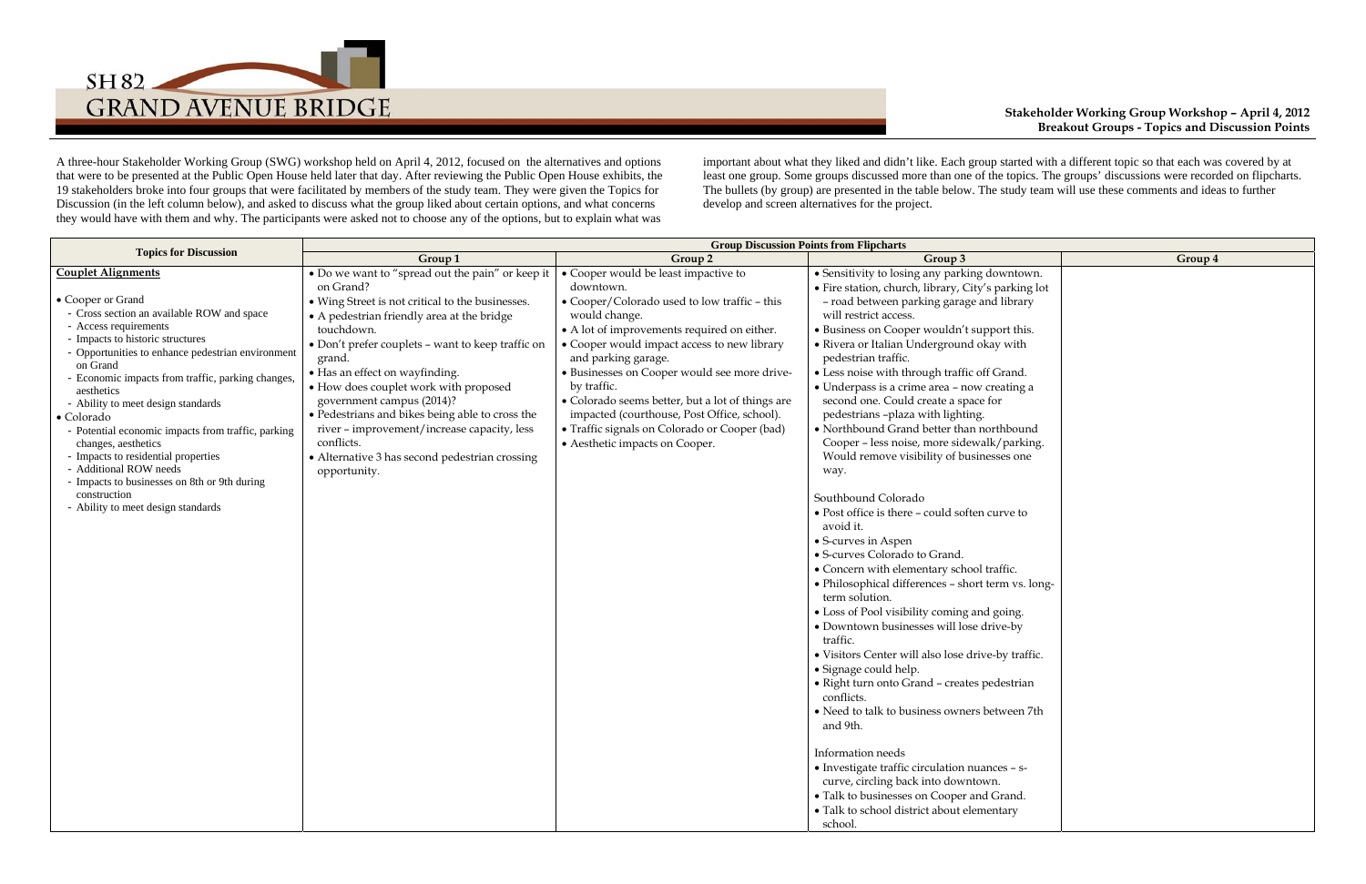# SH 82 GRAND AVENUE BRIDGE

**Stakeholder Working Group Workshop – April 4, 2012**
**Breakout Groups - Topics and Discussion Points**

A three-hour Stakeholder Working Group (SWG) workshop held on April 4, 2012, focused on the alternatives and options that were to be presented at the Public Open House held later that day. After reviewing the Public Open House exhibits, the 19 stakeholders broke into four groups that were facilitated by members of the study team. They were given the Topics for Discussion (in the left column below), and asked to discuss what the group liked about certain options, and what concerns they would have with them and why. The participants were asked not to choose any of the options, but to explain what was important about what they liked and didn't like. Each group started with a different topic so that each was covered by at least one group. Some groups discussed more than one of the topics. The groups' discussions were recorded on flipcharts. The bullets (by group) are presented in the table below. The study team will use these comments and ideas to further develop and screen alternatives for the project.

| Topics for Discussion | Group Discussion Points from Flipcharts | | | |
|---|---|---|---|---|
| | **Group 1** | **Group 2** | **Group 3** | **Group 4** |
| **Couplet Alignments**<br><br>• Cooper or Grand<br>- Cross section an available ROW and space<br>- Access requirements<br>- Impacts to historic structures<br>- Opportunities to enhance pedestrian environment on Grand<br>- Economic impacts from traffic, parking changes, aesthetics<br>- Ability to meet design standards<br>• Colorado<br>- Potential economic impacts from traffic, parking changes, aesthetics<br>- Impacts to residential properties<br>- Additional ROW needs<br>- Impacts to businesses on 8th or 9th during construction<br>- Ability to meet design standards | • Do we want to "spread out the pain" or keep it on Grand?<br>• Wing Street is not critical to the businesses.<br>• A pedestrian friendly area at the bridge touchdown.<br>• Don't prefer couplets – want to keep traffic on grand.<br>• Has an effect on wayfinding.<br>• How does couplet work with proposed government campus (2014)?<br>• Pedestrians and bikes being able to cross the river – improvement/increase capacity, less conflicts.<br>• Alternative 3 has second pedestrian crossing opportunity. | • Cooper would be least impactive to downtown.<br>• Cooper/Colorado used to low traffic – this would change.<br>• A lot of improvements required on either.<br>• Cooper would impact access to new library and parking garage.<br>• Businesses on Cooper would see more drive-by traffic.<br>• Colorado seems better, but a lot of things are impacted (courthouse, Post Office, school).<br>• Traffic signals on Colorado or Cooper (bad)<br>• Aesthetic impacts on Cooper. | • Sensitivity to losing any parking downtown.<br>• Fire station, church, library, City's parking lot – road between parking garage and library will restrict access.<br>• Business on Cooper wouldn't support this.<br>• Rivera or Italian Underground okay with pedestrian traffic.<br>• Less noise with through traffic off Grand.<br>• Underpass is a crime area – now creating a second one. Could create a space for pedestrians –plaza with lighting.<br>• Northbound Grand better than northbound Cooper – less noise, more sidewalk/parking. Would remove visibility of businesses one way.<br><br>Southbound Colorado<br>• Post office is there – could soften curve to avoid it.<br>• S-curves in Aspen<br>• S-curves Colorado to Grand.<br>• Concern with elementary school traffic.<br>• Philosophical differences – short term vs. long-term solution.<br>• Loss of Pool visibility coming and going.<br>• Downtown businesses will lose drive-by traffic.<br>• Visitors Center will also lose drive-by traffic.<br>• Signage could help.<br>• Right turn onto Grand – creates pedestrian conflicts.<br>• Need to talk to business owners between 7th and 9th.<br><br>Information needs<br>• Investigate traffic circulation nuances – s-curve, circling back into downtown.<br>• Talk to businesses on Cooper and Grand.<br>• Talk to school district about elementary school. | |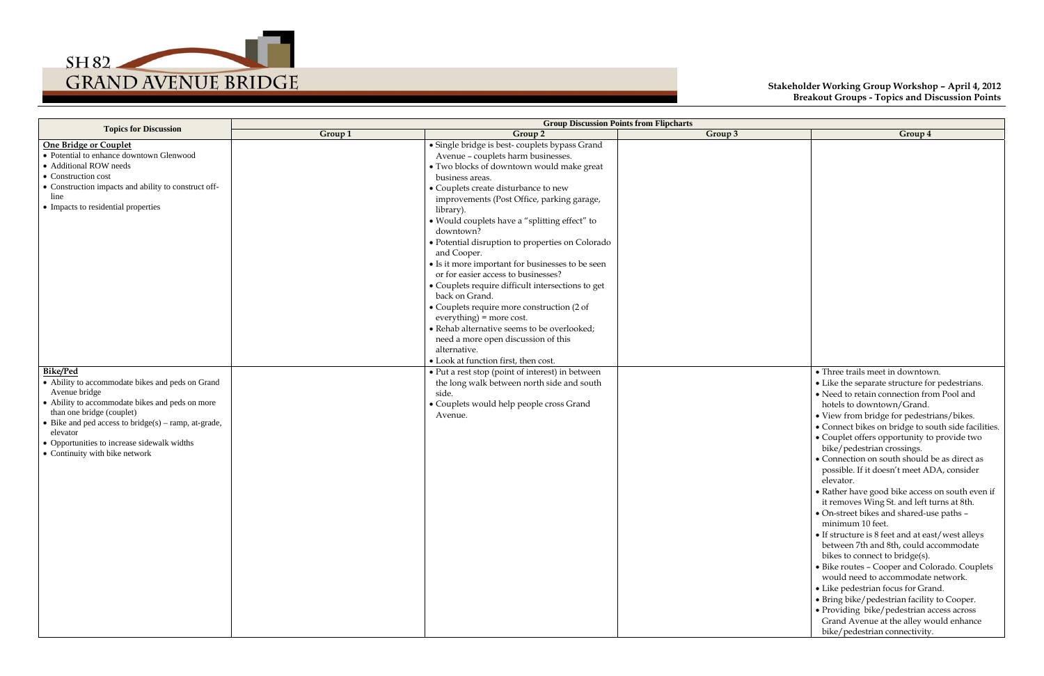# SH 82 GRAND AVENUE BRIDGE

**Stakeholder Working Group Workshop – April 4, 2012**
**Breakout Groups - Topics and Discussion Points**

| Topics for Discussion | Group Discussion Points from Flipcharts | | | |
|---|---|---|---|---|
| | Group 1 | Group 2 | Group 3 | Group 4 |
| **One Bridge or Couplet**<br>• Potential to enhance downtown Glenwood<br>• Additional ROW needs<br>• Construction cost<br>• Construction impacts and ability to construct off-line<br>• Impacts to residential properties | | • Single bridge is best- couplets bypass Grand Avenue – couplets harm businesses.<br>• Two blocks of downtown would make great business areas.<br>• Couplets create disturbance to new improvements (Post Office, parking garage, library).<br>• Would couplets have a "splitting effect" to downtown?<br>• Potential disruption to properties on Colorado and Cooper.<br>• Is it more important for businesses to be seen or for easier access to businesses?<br>• Couplets require difficult intersections to get back on Grand.<br>• Couplets require more construction (2 of everything) = more cost.<br>• Rehab alternative seems to be overlooked; need a more open discussion of this alternative.<br>• Look at function first, then cost. | | |
| **Bike/Ped**<br>• Ability to accommodate bikes and peds on Grand Avenue bridge<br>• Ability to accommodate bikes and peds on more than one bridge (couplet)<br>• Bike and ped access to bridge(s) – ramp, at-grade, elevator<br>• Opportunities to increase sidewalk widths<br>• Continuity with bike network | | • Put a rest stop (point of interest) in between the long walk between north side and south side.<br>• Couplets would help people cross Grand Avenue. | | • Three trails meet in downtown.<br>• Like the separate structure for pedestrians.<br>• Need to retain connection from Pool and hotels to downtown/Grand.<br>• View from bridge for pedestrians/bikes.<br>• Connect bikes on bridge to south side facilities.<br>• Couplet offers opportunity to provide two bike/pedestrian crossings.<br>• Connection on south should be as direct as possible. If it doesn't meet ADA, consider elevator.<br>• Rather have good bike access on south even if it removes Wing St. and left turns at 8th.<br>• On-street bikes and shared-use paths – minimum 10 feet.<br>• If structure is 8 feet and at east/west alleys between 7th and 8th, could accommodate bikes to connect to bridge(s).<br>• Bike routes – Cooper and Colorado. Couplets would need to accommodate network.<br>• Like pedestrian focus for Grand.<br>• Bring bike/pedestrian facility to Cooper.<br>• Providing bike/pedestrian access across Grand Avenue at the alley would enhance bike/pedestrian connectivity. |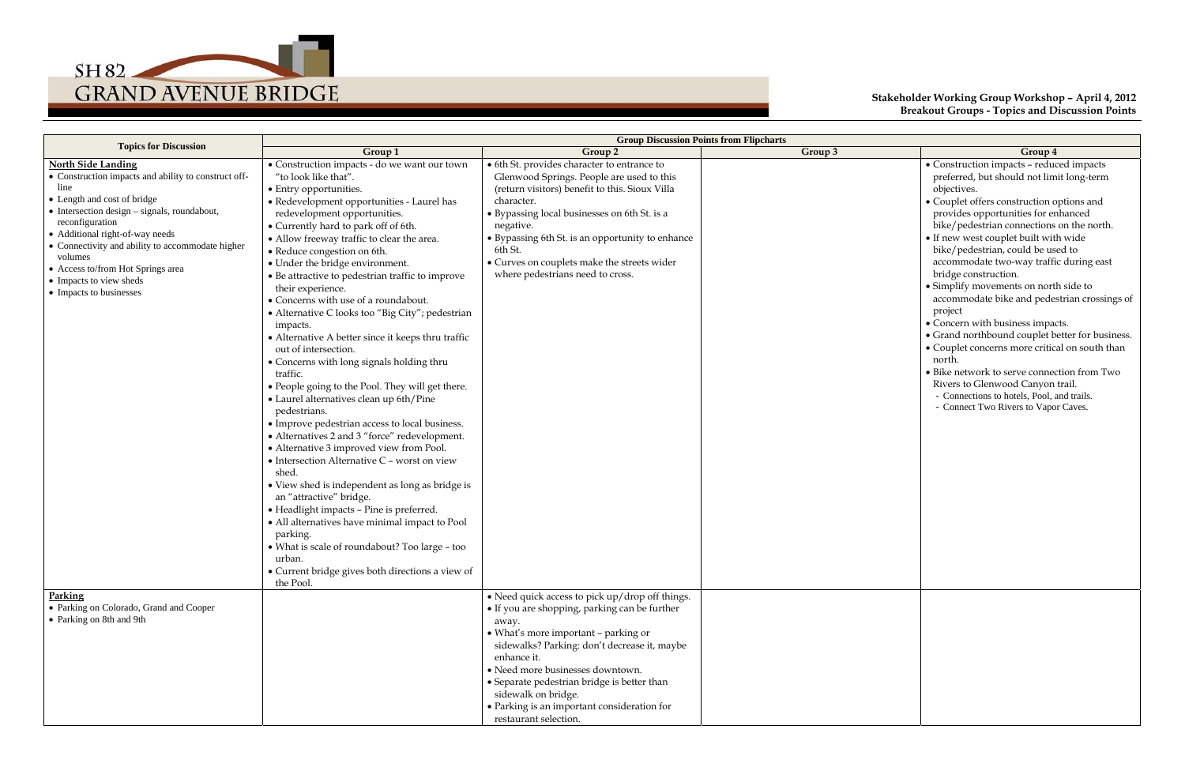**SH 82 GRAND AVENUE BRIDGE**

**Stakeholder Working Group Workshop – April 4, 2012**
**Breakout Groups - Topics and Discussion Points**

| Topics for Discussion | Group Discussion Points from Flipcharts | | | |
|---|---|---|---|---|
| | Group 1 | Group 2 | Group 3 | Group 4 |
| **North Side Landing**<br>• Construction impacts and ability to construct off-line<br>• Length and cost of bridge<br>• Intersection design – signals, roundabout, reconfiguration<br>• Additional right-of-way needs<br>• Connectivity and ability to accommodate higher volumes<br>• Access to/from Hot Springs area<br>• Impacts to view sheds<br>• Impacts to businesses | • Construction impacts - do we want our town "to look like that".<br>• Entry opportunities.<br>• Redevelopment opportunities - Laurel has redevelopment opportunities.<br>• Currently hard to park off of 6th.<br>• Allow freeway traffic to clear the area.<br>• Reduce congestion on 6th.<br>• Under the bridge environment.<br>• Be attractive to pedestrian traffic to improve their experience.<br>• Concerns with use of a roundabout.<br>• Alternative C looks too "Big City"; pedestrian impacts.<br>• Alternative A better since it keeps thru traffic out of intersection.<br>• Concerns with long signals holding thru traffic.<br>• People going to the Pool. They will get there.<br>• Laurel alternatives clean up 6th/Pine pedestrians.<br>• Improve pedestrian access to local business.<br>• Alternatives 2 and 3 "force" redevelopment.<br>• Alternative 3 improved view from Pool.<br>• Intersection Alternative C – worst on view shed.<br>• View shed is independent as long as bridge is an "attractive" bridge.<br>• Headlight impacts – Pine is preferred.<br>• All alternatives have minimal impact to Pool parking.<br>• What is scale of roundabout? Too large – too urban.<br>• Current bridge gives both directions a view of the Pool. | • 6th St. provides character to entrance to Glenwood Springs. People are used to this (return visitors) benefit to this. Sioux Villa character.<br>• Bypassing local businesses on 6th St. is a negative.<br>• Bypassing 6th St. is an opportunity to enhance 6th St.<br>• Curves on couplets make the streets wider where pedestrians need to cross. | | • Construction impacts – reduced impacts preferred, but should not limit long-term objectives.<br>• Couplet offers construction options and provides opportunities for enhanced bike/pedestrian connections on the north.<br>• If new west couplet built with wide bike/pedestrian, could be used to accommodate two-way traffic during east bridge construction.<br>• Simplify movements on north side to accommodate bike and pedestrian crossings of project<br>• Concern with business impacts.<br>• Grand northbound couplet better for business.<br>• Couplet concerns more critical on south than north.<br>• Bike network to serve connection from Two Rivers to Glenwood Canyon trail.<br>- Connections to hotels, Pool, and trails.<br>- Connect Two Rivers to Vapor Caves. |
| **Parking**<br>• Parking on Colorado, Grand and Cooper<br>• Parking on 8th and 9th | | • Need quick access to pick up/drop off things.<br>• If you are shopping, parking can be further away.<br>• What's more important – parking or sidewalks? Parking: don't decrease it, maybe enhance it.<br>• Need more businesses downtown.<br>• Separate pedestrian bridge is better than sidewalk on bridge.<br>• Parking is an important consideration for restaurant selection. | | |